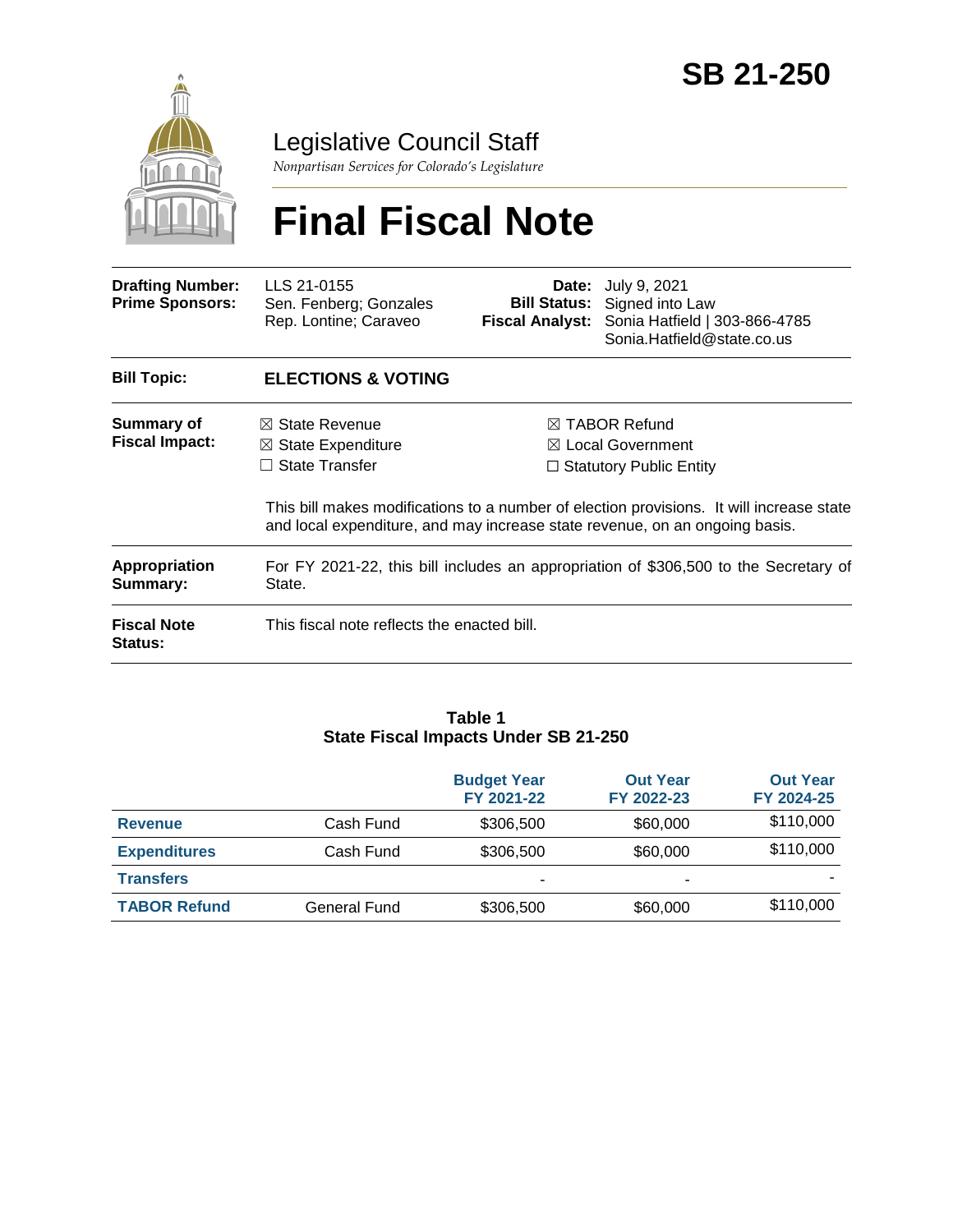# SB 21-250

## Legislative Council Staff

*Nonpartisan Services for Colorado's Legislature*

# Final Fiscal Note

| | | | |
|---|---|---|---|
| **Drafting Number:** | LLS 21-0155 | **Date:** | July 9, 2021 |
| **Prime Sponsors:** | Sen. Fenberg; Gonzales<br>Rep. Lontine; Caraveo | **Bill Status:** | Signed into Law |
| | | **Fiscal Analyst:** | Sonia Hatfield \| 303-866-4785<br>Sonia.Hatfield@state.co.us |

**Bill Topic:** **ELECTIONS & VOTING**

**Summary of Fiscal Impact:**

☒ State Revenue
☒ State Expenditure
☐ State Transfer
☒ TABOR Refund
☒ Local Government
☐ Statutory Public Entity

This bill makes modifications to a number of election provisions. It will increase state and local expenditure, and may increase state revenue, on an ongoing basis.

**Appropriation Summary:** For FY 2021-22, this bill includes an appropriation of $306,500 to the Secretary of State.

**Fiscal Note Status:** This fiscal note reflects the enacted bill.

**Table 1**
**State Fiscal Impacts Under SB 21-250**

| | | Budget Year FY 2021-22 | Out Year FY 2022-23 | Out Year FY 2024-25 |
|---|---|---|---|---|
| **Revenue** | Cash Fund | $306,500 | $60,000 | $110,000 |
| **Expenditures** | Cash Fund | $306,500 | $60,000 | $110,000 |
| **Transfers** | | - | - | - |
| **TABOR Refund** | General Fund | $306,500 | $60,000 | $110,000 |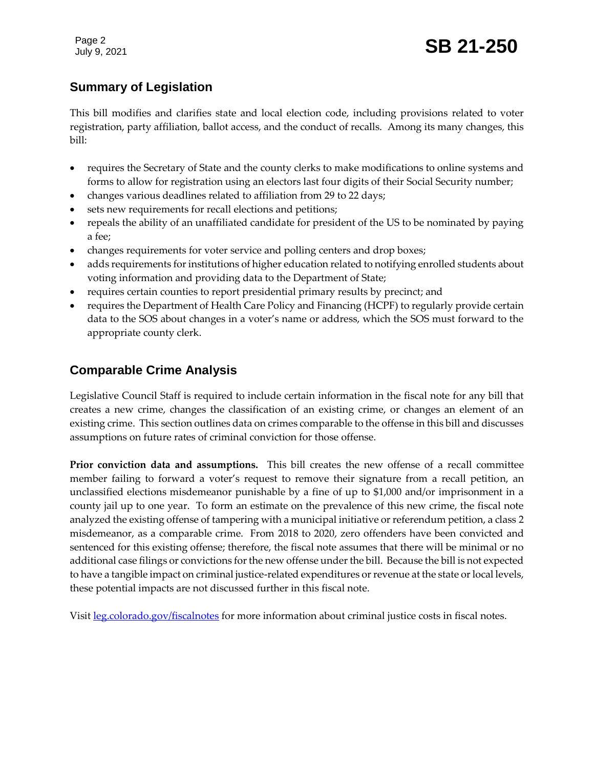## Summary of Legislation

This bill modifies and clarifies state and local election code, including provisions related to voter registration, party affiliation, ballot access, and the conduct of recalls. Among its many changes, this bill:

- requires the Secretary of State and the county clerks to make modifications to online systems and forms to allow for registration using an electors last four digits of their Social Security number;
- changes various deadlines related to affiliation from 29 to 22 days;
- sets new requirements for recall elections and petitions;
- repeals the ability of an unaffiliated candidate for president of the US to be nominated by paying a fee;
- changes requirements for voter service and polling centers and drop boxes;
- adds requirements for institutions of higher education related to notifying enrolled students about voting information and providing data to the Department of State;
- requires certain counties to report presidential primary results by precinct; and
- requires the Department of Health Care Policy and Financing (HCPF) to regularly provide certain data to the SOS about changes in a voter's name or address, which the SOS must forward to the appropriate county clerk.

## Comparable Crime Analysis

Legislative Council Staff is required to include certain information in the fiscal note for any bill that creates a new crime, changes the classification of an existing crime, or changes an element of an existing crime. This section outlines data on crimes comparable to the offense in this bill and discusses assumptions on future rates of criminal conviction for those offense.

**Prior conviction data and assumptions.** This bill creates the new offense of a recall committee member failing to forward a voter's request to remove their signature from a recall petition, an unclassified elections misdemeanor punishable by a fine of up to $1,000 and/or imprisonment in a county jail up to one year. To form an estimate on the prevalence of this new crime, the fiscal note analyzed the existing offense of tampering with a municipal initiative or referendum petition, a class 2 misdemeanor, as a comparable crime. From 2018 to 2020, zero offenders have been convicted and sentenced for this existing offense; therefore, the fiscal note assumes that there will be minimal or no additional case filings or convictions for the new offense under the bill. Because the bill is not expected to have a tangible impact on criminal justice-related expenditures or revenue at the state or local levels, these potential impacts are not discussed further in this fiscal note.

Visit [leg.colorado.gov/fiscalnotes](leg.colorado.gov/fiscalnotes) for more information about criminal justice costs in fiscal notes.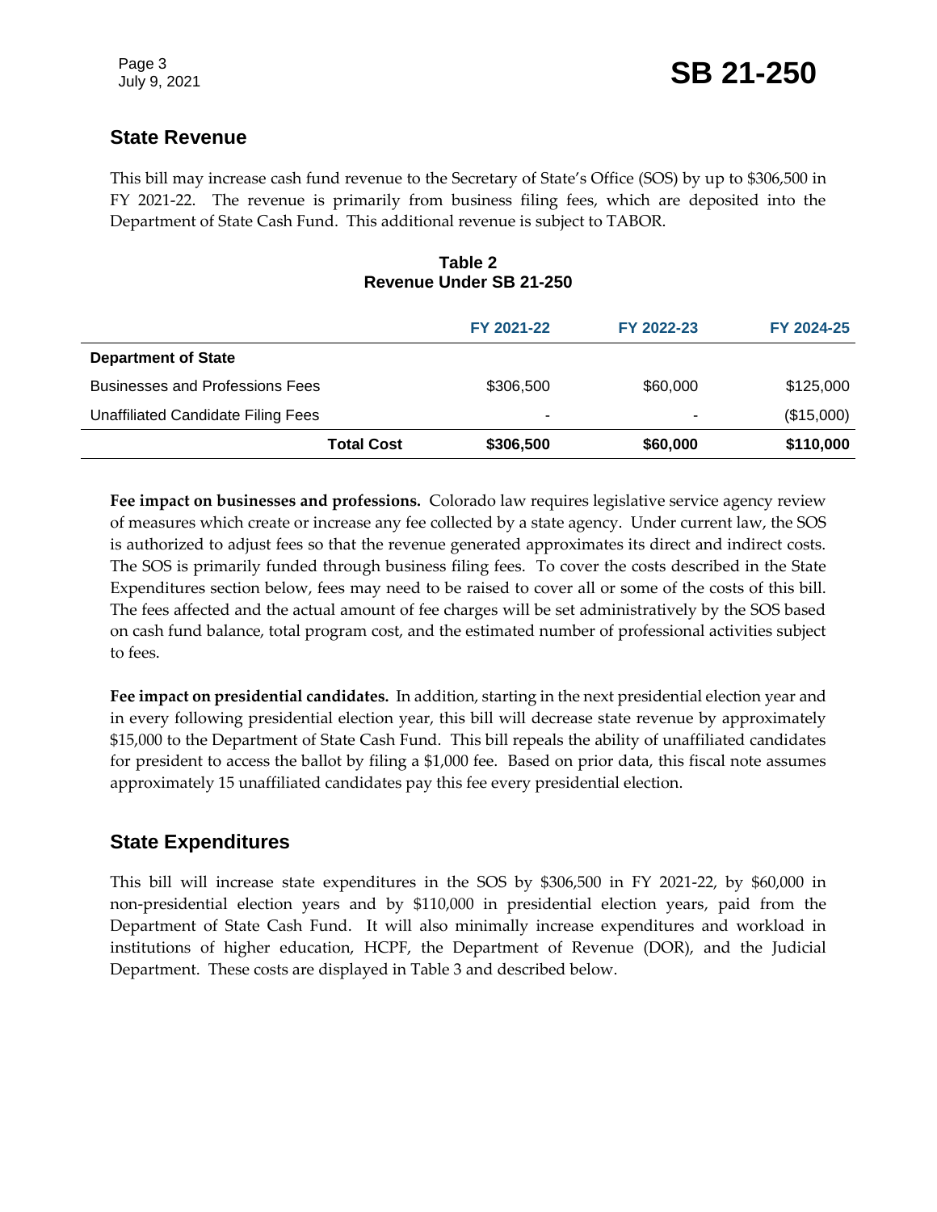## State Revenue

This bill may increase cash fund revenue to the Secretary of State's Office (SOS) by up to $306,500 in FY 2021-22. The revenue is primarily from business filing fees, which are deposited into the Department of State Cash Fund. This additional revenue is subject to TABOR.

**Table 2**
**Revenue Under SB 21-250**

| | FY 2021-22 | FY 2022-23 | FY 2024-25 |
|---|---|---|---|
| **Department of State** | | | |
| Businesses and Professions Fees | $306,500 | $60,000 | $125,000 |
| Unaffiliated Candidate Filing Fees | - | - | ($15,000) |
| **Total Cost** | **$306,500** | **$60,000** | **$110,000** |

**Fee impact on businesses and professions.** Colorado law requires legislative service agency review of measures which create or increase any fee collected by a state agency. Under current law, the SOS is authorized to adjust fees so that the revenue generated approximates its direct and indirect costs. The SOS is primarily funded through business filing fees. To cover the costs described in the State Expenditures section below, fees may need to be raised to cover all or some of the costs of this bill. The fees affected and the actual amount of fee charges will be set administratively by the SOS based on cash fund balance, total program cost, and the estimated number of professional activities subject to fees.

**Fee impact on presidential candidates.** In addition, starting in the next presidential election year and in every following presidential election year, this bill will decrease state revenue by approximately $15,000 to the Department of State Cash Fund. This bill repeals the ability of unaffiliated candidates for president to access the ballot by filing a $1,000 fee. Based on prior data, this fiscal note assumes approximately 15 unaffiliated candidates pay this fee every presidential election.

## State Expenditures

This bill will increase state expenditures in the SOS by $306,500 in FY 2021-22, by $60,000 in non-presidential election years and by $110,000 in presidential election years, paid from the Department of State Cash Fund. It will also minimally increase expenditures and workload in institutions of higher education, HCPF, the Department of Revenue (DOR), and the Judicial Department. These costs are displayed in Table 3 and described below.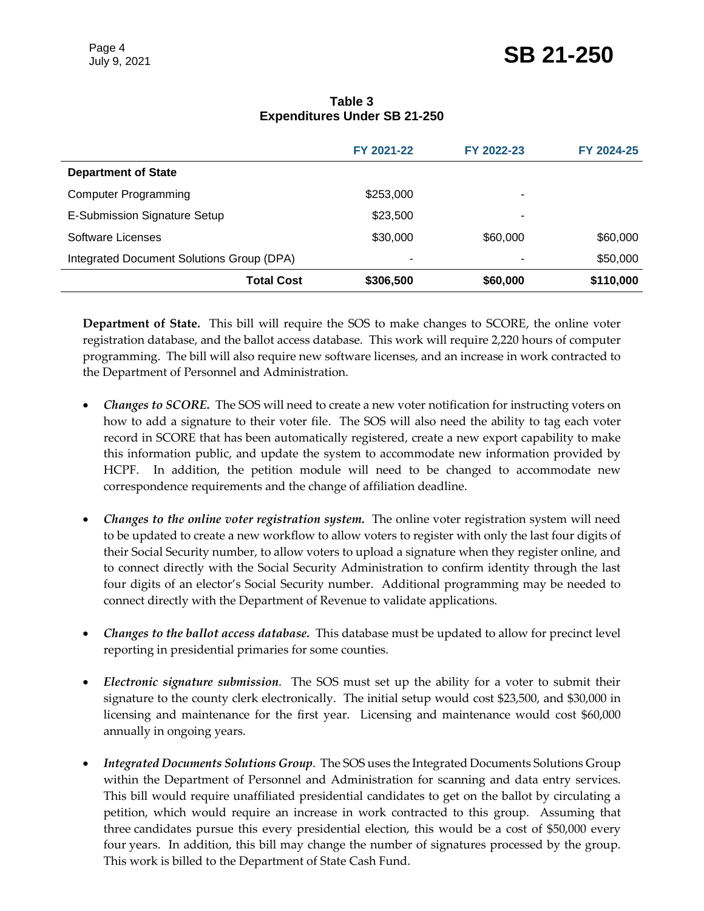**Table 3**
**Expenditures Under SB 21-250**

| | FY 2021-22 | FY 2022-23 | FY 2024-25 |
|---|---|---|---|
| **Department of State** | | | |
| Computer Programming | $253,000 | - | |
| E-Submission Signature Setup | $23,500 | - | |
| Software Licenses | $30,000 | $60,000 | $60,000 |
| Integrated Document Solutions Group (DPA) | - | - | $50,000 |
| **Total Cost** | **$306,500** | **$60,000** | **$110,000** |

**Department of State.** This bill will require the SOS to make changes to SCORE, the online voter registration database, and the ballot access database. This work will require 2,220 hours of computer programming. The bill will also require new software licenses, and an increase in work contracted to the Department of Personnel and Administration.

- ***Changes to SCORE.*** The SOS will need to create a new voter notification for instructing voters on how to add a signature to their voter file. The SOS will also need the ability to tag each voter record in SCORE that has been automatically registered, create a new export capability to make this information public, and update the system to accommodate new information provided by HCPF. In addition, the petition module will need to be changed to accommodate new correspondence requirements and the change of affiliation deadline.

- ***Changes to the online voter registration system.*** The online voter registration system will need to be updated to create a new workflow to allow voters to register with only the last four digits of their Social Security number, to allow voters to upload a signature when they register online, and to connect directly with the Social Security Administration to confirm identity through the last four digits of an elector's Social Security number. Additional programming may be needed to connect directly with the Department of Revenue to validate applications.

- ***Changes to the ballot access database.*** This database must be updated to allow for precinct level reporting in presidential primaries for some counties.

- ***Electronic signature submission***. The SOS must set up the ability for a voter to submit their signature to the county clerk electronically. The initial setup would cost $23,500, and $30,000 in licensing and maintenance for the first year. Licensing and maintenance would cost $60,000 annually in ongoing years.

- ***Integrated Documents Solutions Group***. The SOS uses the Integrated Documents Solutions Group within the Department of Personnel and Administration for scanning and data entry services. This bill would require unaffiliated presidential candidates to get on the ballot by circulating a petition, which would require an increase in work contracted to this group. Assuming that three candidates pursue this every presidential election, this would be a cost of $50,000 every four years. In addition, this bill may change the number of signatures processed by the group. This work is billed to the Department of State Cash Fund.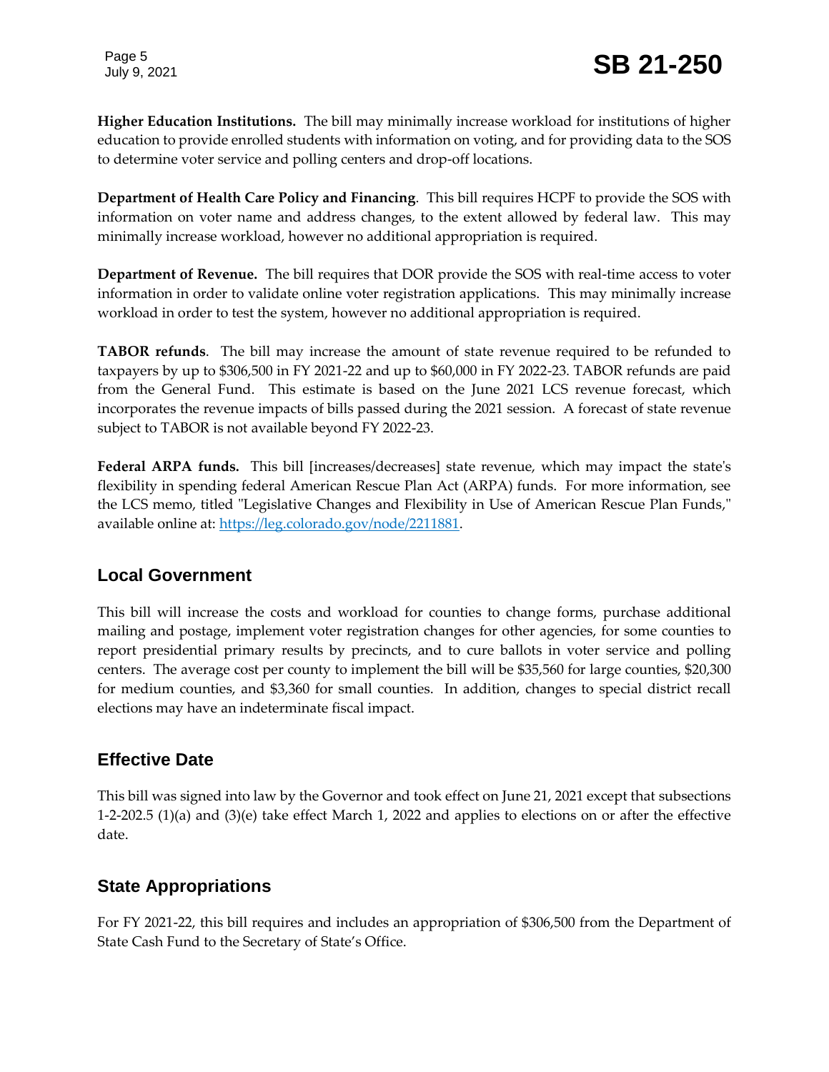**Higher Education Institutions.** The bill may minimally increase workload for institutions of higher education to provide enrolled students with information on voting, and for providing data to the SOS to determine voter service and polling centers and drop-off locations.

**Department of Health Care Policy and Financing**. This bill requires HCPF to provide the SOS with information on voter name and address changes, to the extent allowed by federal law. This may minimally increase workload, however no additional appropriation is required.

**Department of Revenue.** The bill requires that DOR provide the SOS with real-time access to voter information in order to validate online voter registration applications. This may minimally increase workload in order to test the system, however no additional appropriation is required.

**TABOR refunds**. The bill may increase the amount of state revenue required to be refunded to taxpayers by up to $306,500 in FY 2021-22 and up to $60,000 in FY 2022-23. TABOR refunds are paid from the General Fund. This estimate is based on the June 2021 LCS revenue forecast, which incorporates the revenue impacts of bills passed during the 2021 session. A forecast of state revenue subject to TABOR is not available beyond FY 2022-23.

**Federal ARPA funds.** This bill [increases/decreases] state revenue, which may impact the state's flexibility in spending federal American Rescue Plan Act (ARPA) funds. For more information, see the LCS memo, titled "Legislative Changes and Flexibility in Use of American Rescue Plan Funds," available online at: https://leg.colorado.gov/node/2211881.

## Local Government

This bill will increase the costs and workload for counties to change forms, purchase additional mailing and postage, implement voter registration changes for other agencies, for some counties to report presidential primary results by precincts, and to cure ballots in voter service and polling centers. The average cost per county to implement the bill will be $35,560 for large counties, $20,300 for medium counties, and $3,360 for small counties. In addition, changes to special district recall elections may have an indeterminate fiscal impact.

## Effective Date

This bill was signed into law by the Governor and took effect on June 21, 2021 except that subsections 1-2-202.5 (1)(a) and (3)(e) take effect March 1, 2022 and applies to elections on or after the effective date.

## State Appropriations

For FY 2021-22, this bill requires and includes an appropriation of $306,500 from the Department of State Cash Fund to the Secretary of State's Office.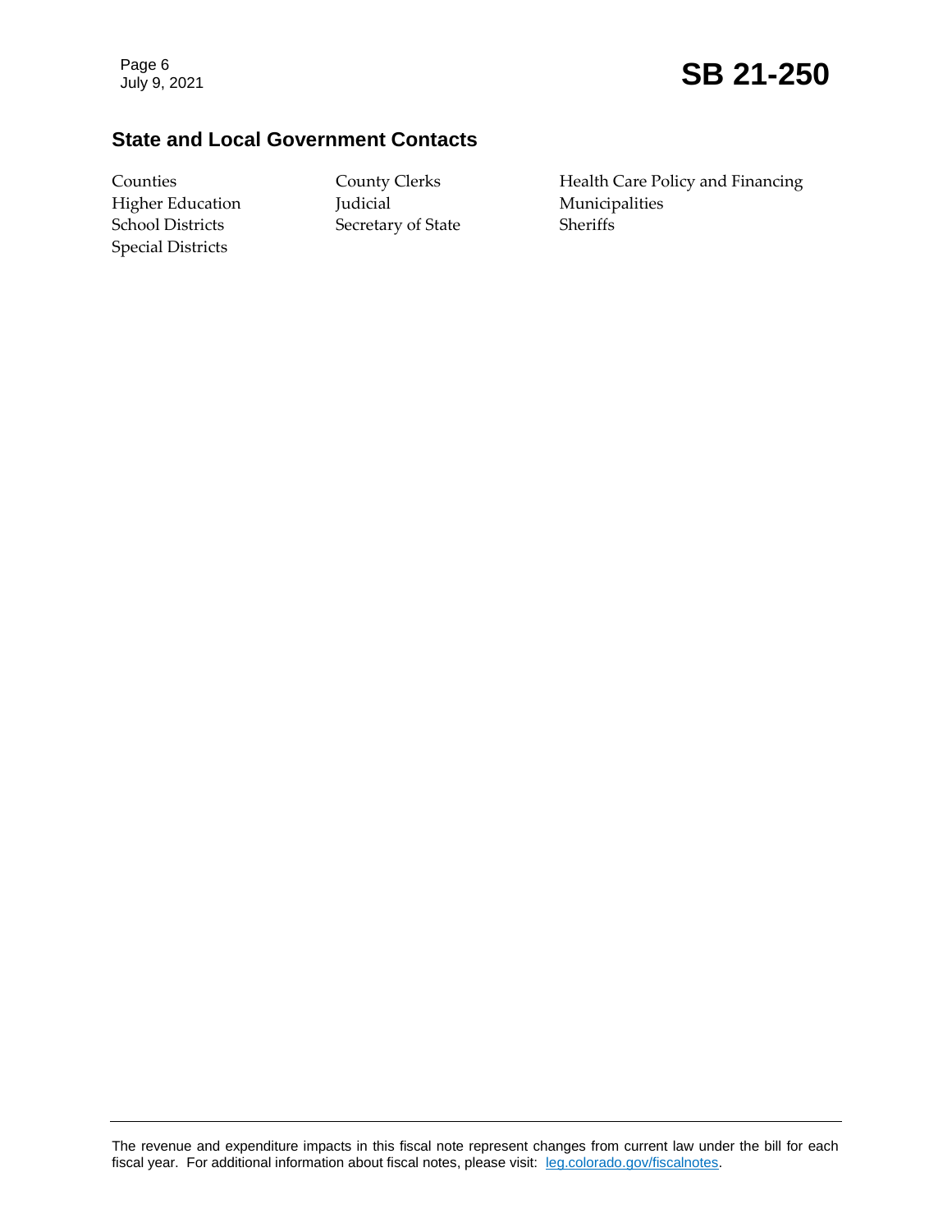## State and Local Government Contacts

Counties
Higher Education
School Districts
Special Districts
County Clerks
Judicial
Secretary of State
Health Care Policy and Financing
Municipalities
Sheriffs

The revenue and expenditure impacts in this fiscal note represent changes from current law under the bill for each fiscal year. For additional information about fiscal notes, please visit: leg.colorado.gov/fiscalnotes.